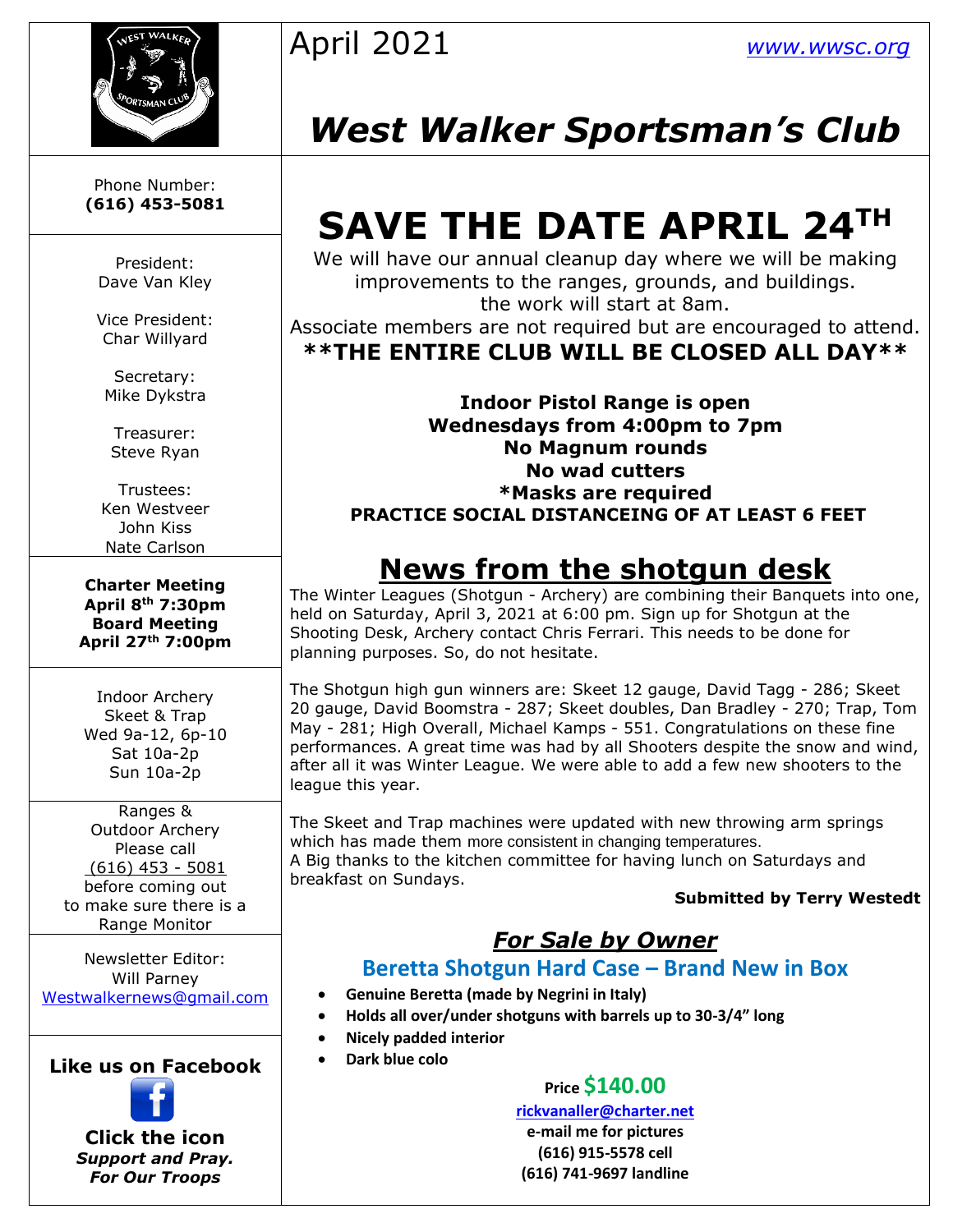April 2021 www.wwsc.org

# West Walker Sportsman's Club

Phone Number:
**(616) 453-5081**

President:
Dave Van Kley

Vice President:
Char Willyard

Secretary:
Mike Dykstra

Treasurer:
Steve Ryan

Trustees:
Ken Westveer
John Kiss
Nate Carlson

**Charter Meeting**
**April 8th 7:30pm**
**Board Meeting**
**April 27th 7:00pm**

Indoor Archery
Skeet & Trap
Wed 9a-12, 6p-10
Sat 10a-2p
Sun 10a-2p

Ranges &
Outdoor Archery
Please call
(616) 453 - 5081
before coming out
to make sure there is a
Range Monitor

Newsletter Editor:
Will Parney
Westwalkernews@gmail.com

**Like us on Facebook**

**Click the icon**
***Support and Pray.***
***For Our Troops***

# SAVE THE DATE APRIL 24TH

We will have our annual cleanup day where we will be making improvements to the ranges, grounds, and buildings.
the work will start at 8am.
Associate members are not required but are encouraged to attend.
**\*\*THE ENTIRE CLUB WILL BE CLOSED ALL DAY\*\***

**Indoor Pistol Range is open**
**Wednesdays from 4:00pm to 7pm**
**No Magnum rounds**
**No wad cutters**
**\*Masks are required**
**PRACTICE SOCIAL DISTANCEING OF AT LEAST 6 FEET**

## News from the shotgun desk

The Winter Leagues (Shotgun - Archery) are combining their Banquets into one, held on Saturday, April 3, 2021 at 6:00 pm. Sign up for Shotgun at the Shooting Desk, Archery contact Chris Ferrari. This needs to be done for planning purposes. So, do not hesitate.

The Shotgun high gun winners are: Skeet 12 gauge, David Tagg - 286; Skeet 20 gauge, David Boomstra - 287; Skeet doubles, Dan Bradley - 270; Trap, Tom May - 281; High Overall, Michael Kamps - 551. Congratulations on these fine performances. A great time was had by all Shooters despite the snow and wind, after all it was Winter League. We were able to add a few new shooters to the league this year.

The Skeet and Trap machines were updated with new throwing arm springs which has made them more consistent in changing temperatures.
A Big thanks to the kitchen committee for having lunch on Saturdays and breakfast on Sundays.

**Submitted by Terry Westedt**

### *For Sale by Owner*

### Beretta Shotgun Hard Case – Brand New in Box

- **Genuine Beretta (made by Negrini in Italy)**
- **Holds all over/under shotguns with barrels up to 30-3/4" long**
- **Nicely padded interior**
- **Dark blue colo**

**Price $140.00**

**rickvanaller@charter.net**
**e-mail me for pictures**
**(616) 915-5578 cell**
**(616) 741-9697 landline**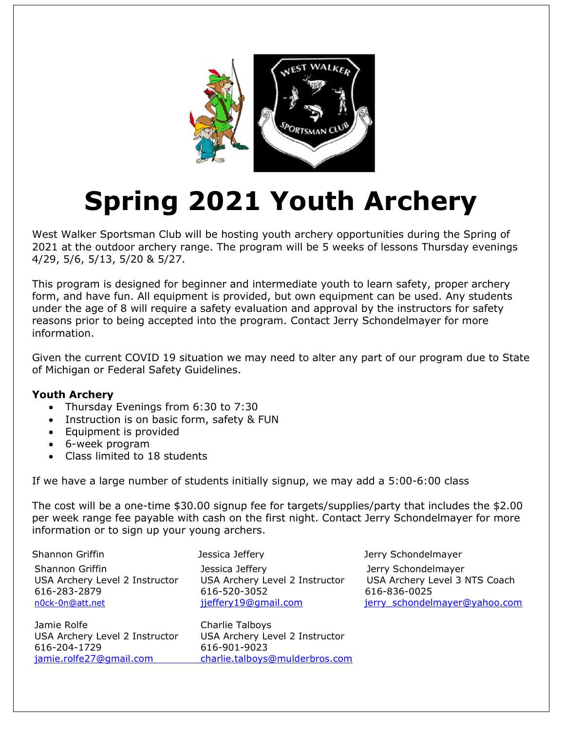# Spring 2021 Youth Archery

West Walker Sportsman Club will be hosting youth archery opportunities during the Spring of 2021 at the outdoor archery range. The program will be 5 weeks of lessons Thursday evenings 4/29, 5/6, 5/13, 5/20 & 5/27.

This program is designed for beginner and intermediate youth to learn safety, proper archery form, and have fun. All equipment is provided, but own equipment can be used. Any students under the age of 8 will require a safety evaluation and approval by the instructors for safety reasons prior to being accepted into the program. Contact Jerry Schondelmayer for more information.

Given the current COVID 19 situation we may need to alter any part of our program due to State of Michigan or Federal Safety Guidelines.

**Youth Archery**

- Thursday Evenings from 6:30 to 7:30
- Instruction is on basic form, safety & FUN
- Equipment is provided
- 6-week program
- Class limited to 18 students

If we have a large number of students initially signup, we may add a 5:00-6:00 class

The cost will be a one-time $30.00 signup fee for targets/supplies/party that includes the $2.00 per week range fee payable with cash on the first night. Contact Jerry Schondelmayer for more information or to sign up your young archers.

Shannon Griffin
Shannon Griffin
USA Archery Level 2 Instructor
616-283-2879
n0ck-0n@att.net

Jessica Jeffery
Jessica Jeffery
USA Archery Level 2 Instructor
616-520-3052
jjeffery19@gmail.com

Jerry Schondelmayer
Jerry Schondelmayer
USA Archery Level 3 NTS Coach
616-836-0025
jerry_schondelmayer@yahoo.com

Jamie Rolfe
USA Archery Level 2 Instructor
616-204-1729
jamie.rolfe27@gmail.com

Charlie Talboys
USA Archery Level 2 Instructor
616-901-9023
charlie.talboys@mulderbros.com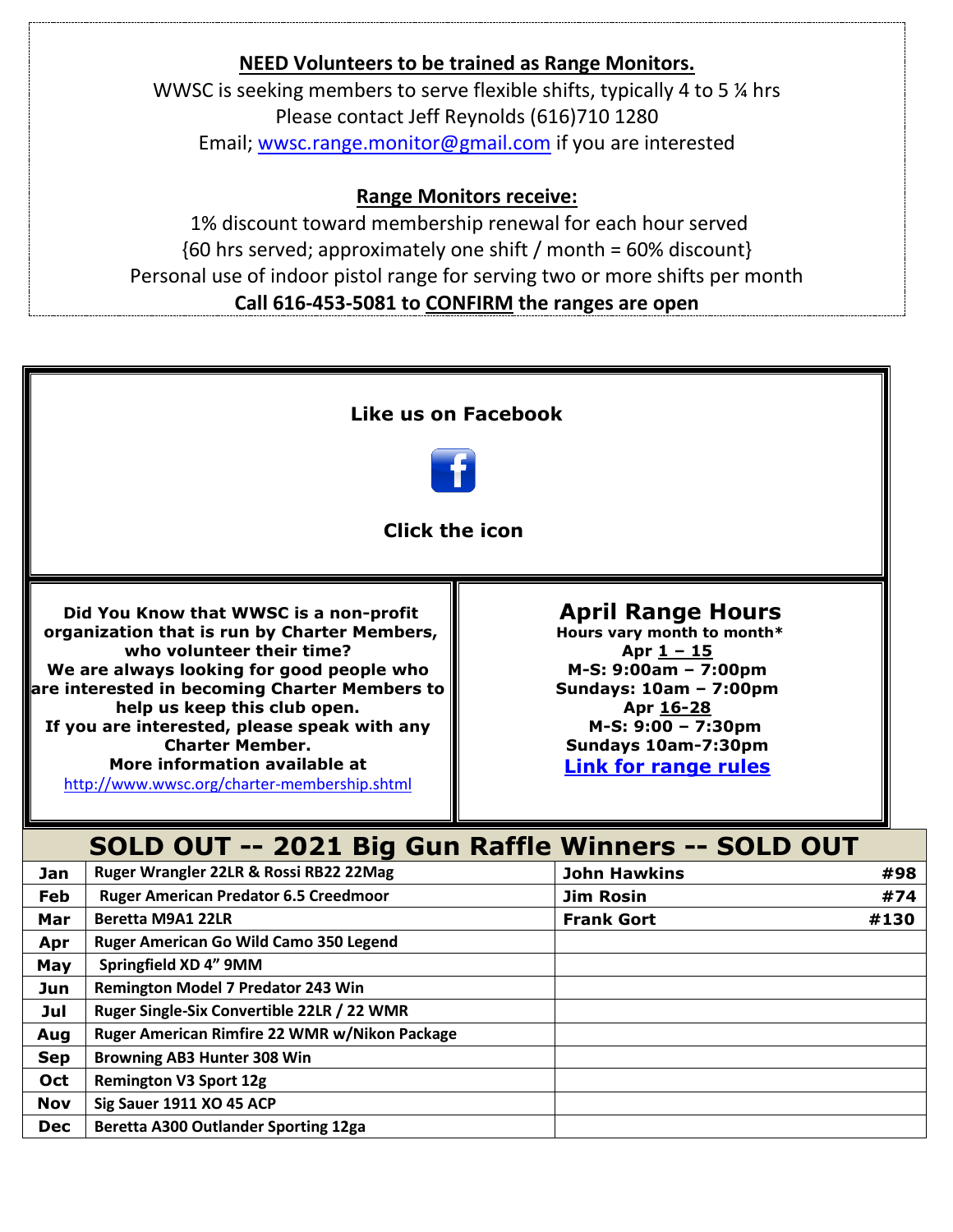**NEED Volunteers to be trained as Range Monitors.**

WWSC is seeking members to serve flexible shifts, typically 4 to 5 ¼ hrs
Please contact Jeff Reynolds (616)710 1280
Email; wwsc.range.monitor@gmail.com if you are interested

**Range Monitors receive:**

1% discount toward membership renewal for each hour served
{60 hrs served; approximately one shift / month = 60% discount}
Personal use of indoor pistol range for serving two or more shifts per month
**Call 616-453-5081 to CONFIRM the ranges are open**

**Like us on Facebook**

**Click the icon**

**Did You Know that WWSC is a non-profit organization that is run by Charter Members, who volunteer their time?**
**We are always looking for good people who are interested in becoming Charter Members to help us keep this club open.**
**If you are interested, please speak with any Charter Member.**
**More information available at**
http://www.wwsc.org/charter-membership.shtml

## April Range Hours

**Hours vary month to month***
**Apr 1 – 15**
**M-S: 9:00am – 7:00pm**
**Sundays: 10am – 7:00pm**
**Apr 16-28**
**M-S: 9:00 – 7:30pm**
**Sundays 10am-7:30pm**
**Link for range rules**

## SOLD OUT -- 2021 Big Gun Raffle Winners -- SOLD OUT

| | | | |
|---|---|---|---|
| Jan | Ruger Wrangler 22LR & Rossi RB22 22Mag | John Hawkins | #98 |
| Feb | Ruger American Predator 6.5 Creedmoor | Jim Rosin | #74 |
| Mar | Beretta M9A1 22LR | Frank Gort | #130 |
| Apr | Ruger American Go Wild Camo 350 Legend | | |
| May | Springfield XD 4" 9MM | | |
| Jun | Remington Model 7 Predator 243 Win | | |
| Jul | Ruger Single-Six Convertible 22LR / 22 WMR | | |
| Aug | Ruger American Rimfire 22 WMR w/Nikon Package | | |
| Sep | Browning AB3 Hunter 308 Win | | |
| Oct | Remington V3 Sport 12g | | |
| Nov | Sig Sauer 1911 XO 45 ACP | | |
| Dec | Beretta A300 Outlander Sporting 12ga | | |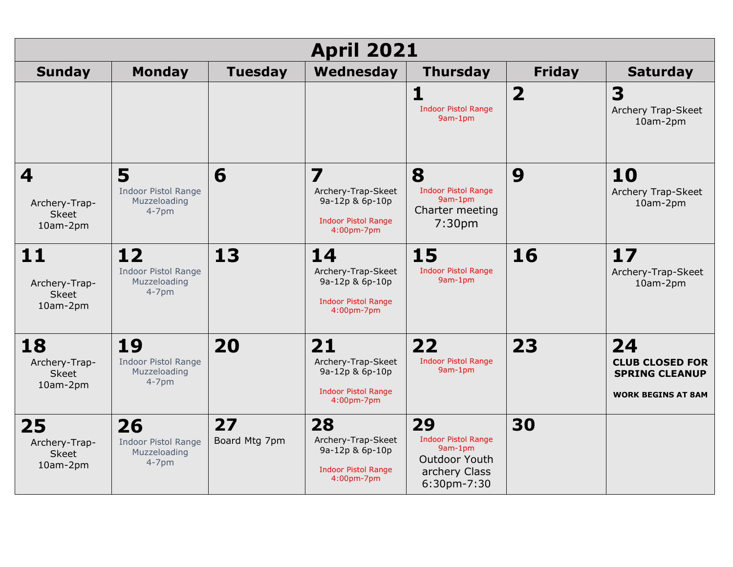# April 2021

| Sunday | Monday | Tuesday | Wednesday | Thursday | Friday | Saturday |
|---|---|---|---|---|---|---|
| | | | | **1** Indoor Pistol Range 9am-1pm | **2** | **3** Archery Trap-Skeet 10am-2pm |
| **4** Archery-Trap-Skeet 10am-2pm | **5** Indoor Pistol Range Muzzeloading 4-7pm | **6** | **7** Archery-Trap-Skeet 9a-12p & 6p-10p Indoor Pistol Range 4:00pm-7pm | **8** Indoor Pistol Range 9am-1pm Charter meeting 7:30pm | **9** | **10** Archery Trap-Skeet 10am-2pm |
| **11** Archery-Trap-Skeet 10am-2pm | **12** Indoor Pistol Range Muzzeloading 4-7pm | **13** | **14** Archery-Trap-Skeet 9a-12p & 6p-10p Indoor Pistol Range 4:00pm-7pm | **15** Indoor Pistol Range 9am-1pm | **16** | **17** Archery-Trap-Skeet 10am-2pm |
| **18** Archery-Trap-Skeet 10am-2pm | **19** Indoor Pistol Range Muzzeloading 4-7pm | **20** | **21** Archery-Trap-Skeet 9a-12p & 6p-10p Indoor Pistol Range 4:00pm-7pm | **22** Indoor Pistol Range 9am-1pm | **23** | **24** **CLUB CLOSED FOR SPRING CLEANUP** **WORK BEGINS AT 8AM** |
| **25** Archery-Trap-Skeet 10am-2pm | **26** Indoor Pistol Range Muzzeloading 4-7pm | **27** Board Mtg 7pm | **28** Archery-Trap-Skeet 9a-12p & 6p-10p Indoor Pistol Range 4:00pm-7pm | **29** Indoor Pistol Range 9am-1pm Outdoor Youth archery Class 6:30pm-7:30 | **30** | |